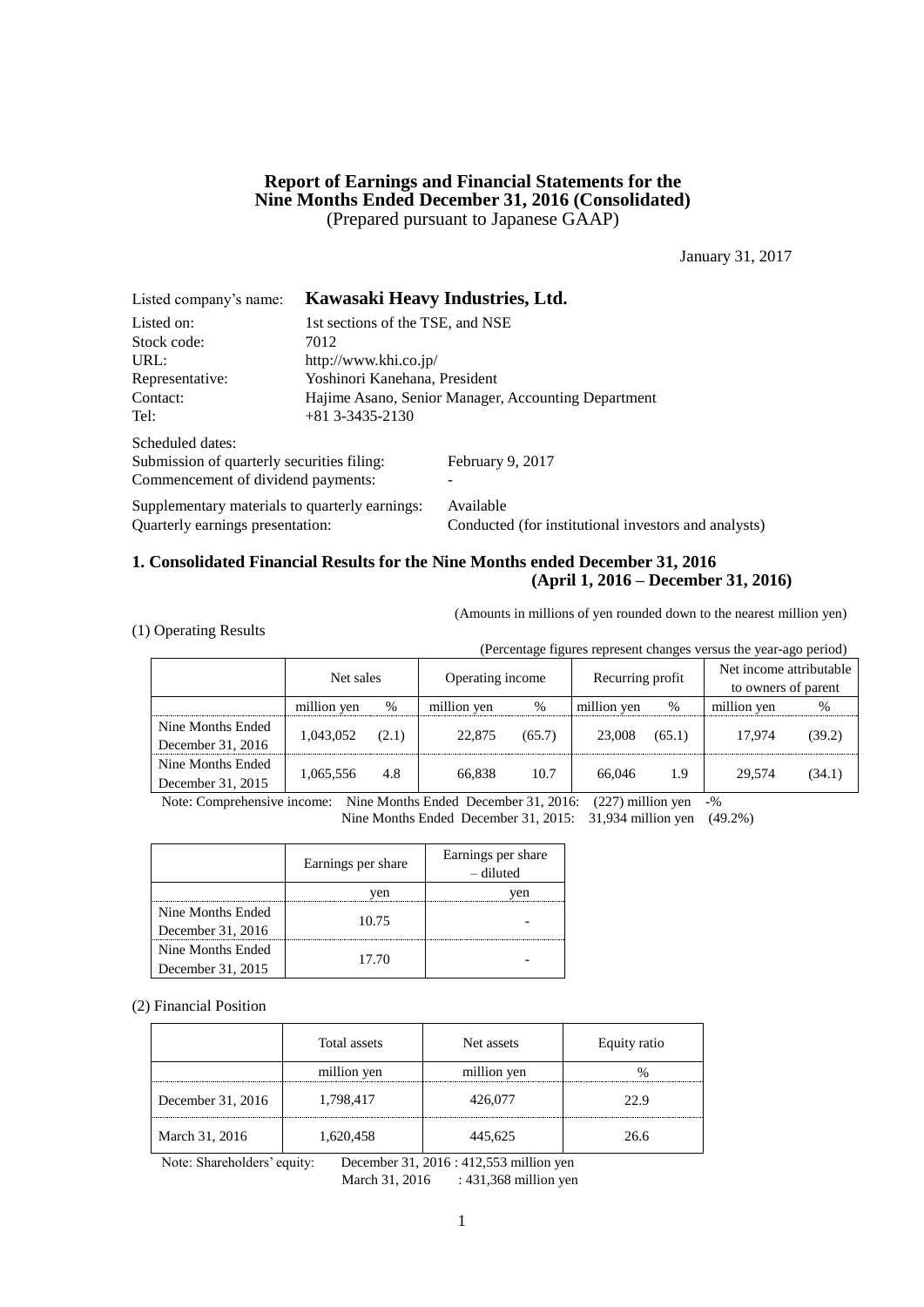# Report of Earnings and Financial Statements for the Nine Months Ended December 31, 2016 (Consolidated)

(Prepared pursuant to Japanese GAAP)

January 31, 2017

| | |
|---|---|
| Listed company's name: | **Kawasaki Heavy Industries, Ltd.** |
| Listed on: | 1st sections of the TSE, and NSE |
| Stock code: | 7012 |
| URL: | http://www.khi.co.jp/ |
| Representative: | Yoshinori Kanehana, President |
| Contact: | Hajime Asano, Senior Manager, Accounting Department |
| Tel: | +81 3-3435-2130 |

Scheduled dates:

| | |
|---|---|
| Submission of quarterly securities filing: | February 9, 2017 |
| Commencement of dividend payments: | - |
| Supplementary materials to quarterly earnings: | Available |
| Quarterly earnings presentation: | Conducted (for institutional investors and analysts) |

## 1. Consolidated Financial Results for the Nine Months ended December 31, 2016 (April 1, 2016 – December 31, 2016)

(Amounts in millions of yen rounded down to the nearest million yen)

(1) Operating Results

(Percentage figures represent changes versus the year-ago period)

| | Net sales | | Operating income | | Recurring profit | | Net income attributable to owners of parent | |
|---|---|---|---|---|---|---|---|---|
| | million yen | % | million yen | % | million yen | % | million yen | % |
| Nine Months Ended December 31, 2016 | 1,043,052 | (2.1) | 22,875 | (65.7) | 23,008 | (65.1) | 17,974 | (39.2) |
| Nine Months Ended December 31, 2015 | 1,065,556 | 4.8 | 66,838 | 10.7 | 66,046 | 1.9 | 29,574 | (34.1) |

Note: Comprehensive income: Nine Months Ended December 31, 2016: (227) million yen -%
Nine Months Ended December 31, 2015: 31,934 million yen (49.2%)

| | Earnings per share | Earnings per share – diluted |
|---|---|---|
| | yen | yen |
| Nine Months Ended December 31, 2016 | 10.75 | - |
| Nine Months Ended December 31, 2015 | 17.70 | - |

(2) Financial Position

| | Total assets | Net assets | Equity ratio |
|---|---|---|---|
| | million yen | million yen | % |
| December 31, 2016 | 1,798,417 | 426,077 | 22.9 |
| March 31, 2016 | 1,620,458 | 445,625 | 26.6 |

Note: Shareholders' equity: December 31, 2016 : 412,553 million yen
March 31, 2016 : 431,368 million yen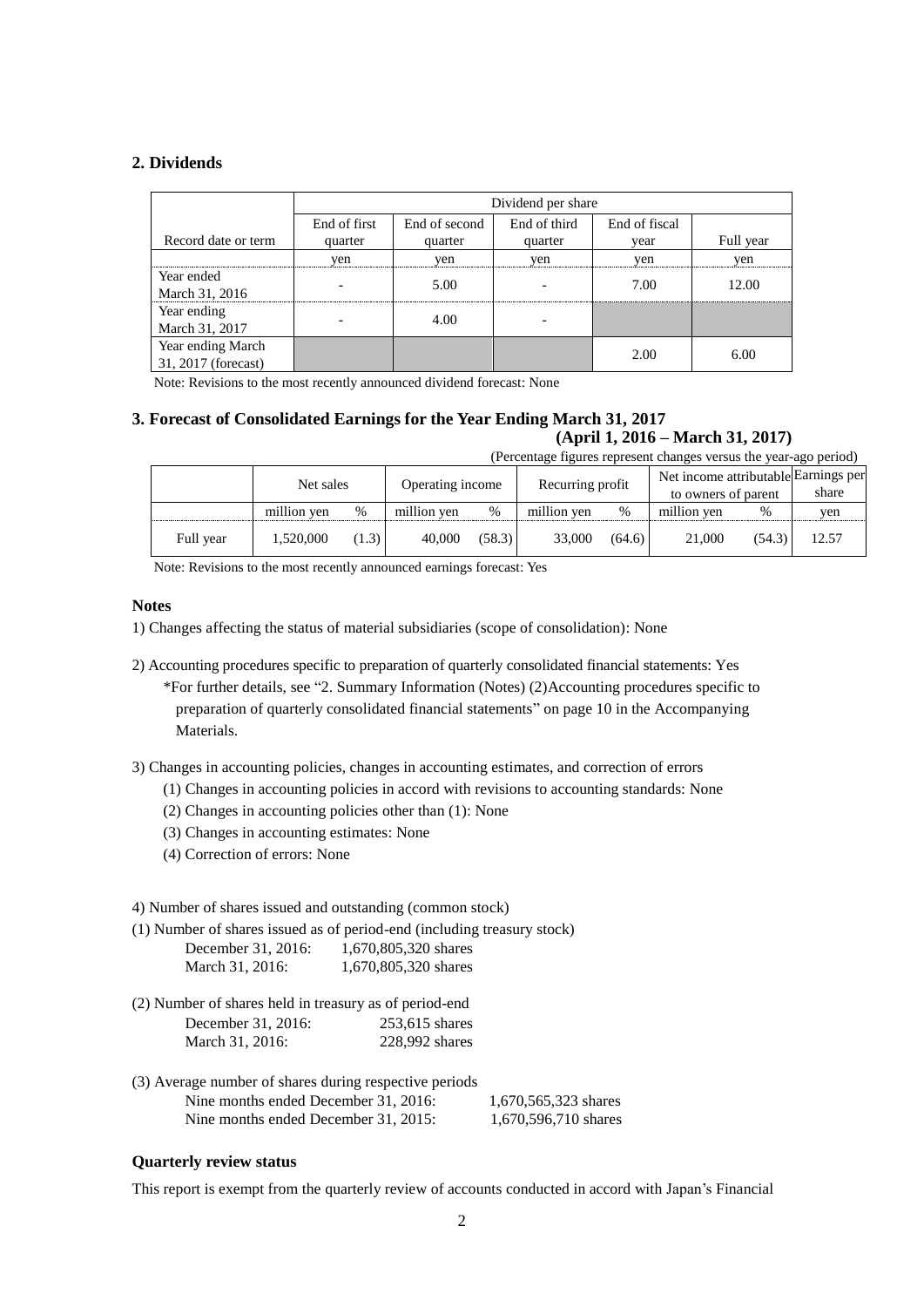## 2. Dividends

| Record date or term | Dividend per share | | | | |
|---|---|---|---|---|---|
| | End of first quarter | End of second quarter | End of third quarter | End of fiscal year | Full year |
| | yen | yen | yen | yen | yen |
| Year ended March 31, 2016 | - | 5.00 | - | 7.00 | 12.00 |
| Year ending March 31, 2017 | - | 4.00 | - | | |
| Year ending March 31, 2017 (forecast) | | | | 2.00 | 6.00 |

Note: Revisions to the most recently announced dividend forecast: None

## 3. Forecast of Consolidated Earnings for the Year Ending March 31, 2017

**(April 1, 2016 – March 31, 2017)**

(Percentage figures represent changes versus the year-ago period)

| | Net sales | | Operating income | | Recurring profit | | Net income attributable to owners of parent | | Earnings per share |
|---|---|---|---|---|---|---|---|---|---|
| | million yen | % | million yen | % | million yen | % | million yen | % | yen |
| Full year | 1,520,000 | (1.3) | 40,000 | (58.3) | 33,000 | (64.6) | 21,000 | (54.3) | 12.57 |

Note: Revisions to the most recently announced earnings forecast: Yes

**Notes**

1) Changes affecting the status of material subsidiaries (scope of consolidation): None

2) Accounting procedures specific to preparation of quarterly consolidated financial statements: Yes
*For further details, see "2. Summary Information (Notes) (2)Accounting procedures specific to preparation of quarterly consolidated financial statements" on page 10 in the Accompanying Materials.

3) Changes in accounting policies, changes in accounting estimates, and correction of errors
(1) Changes in accounting policies in accord with revisions to accounting standards: None
(2) Changes in accounting policies other than (1): None
(3) Changes in accounting estimates: None
(4) Correction of errors: None

4) Number of shares issued and outstanding (common stock)
(1) Number of shares issued as of period-end (including treasury stock)
December 31, 2016: 1,670,805,320 shares
March 31, 2016: 1,670,805,320 shares

(2) Number of shares held in treasury as of period-end
December 31, 2016: 253,615 shares
March 31, 2016: 228,992 shares

(3) Average number of shares during respective periods
Nine months ended December 31, 2016: 1,670,565,323 shares
Nine months ended December 31, 2015: 1,670,596,710 shares

**Quarterly review status**

This report is exempt from the quarterly review of accounts conducted in accord with Japan's Financial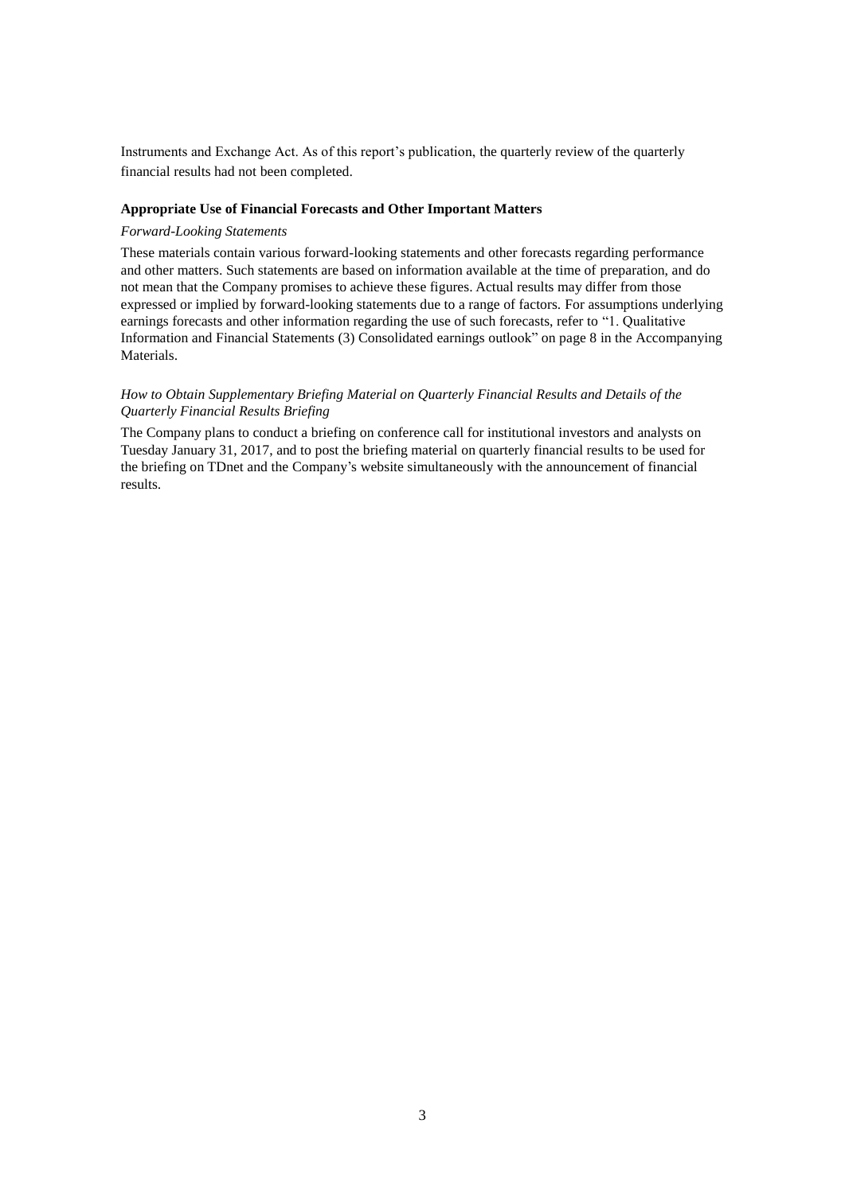Instruments and Exchange Act. As of this report's publication, the quarterly review of the quarterly financial results had not been completed.

**Appropriate Use of Financial Forecasts and Other Important Matters**

*Forward-Looking Statements*

These materials contain various forward-looking statements and other forecasts regarding performance and other matters. Such statements are based on information available at the time of preparation, and do not mean that the Company promises to achieve these figures. Actual results may differ from those expressed or implied by forward-looking statements due to a range of factors. For assumptions underlying earnings forecasts and other information regarding the use of such forecasts, refer to "1. Qualitative Information and Financial Statements (3) Consolidated earnings outlook" on page 8 in the Accompanying Materials.

*How to Obtain Supplementary Briefing Material on Quarterly Financial Results and Details of the Quarterly Financial Results Briefing*

The Company plans to conduct a briefing on conference call for institutional investors and analysts on Tuesday January 31, 2017, and to post the briefing material on quarterly financial results to be used for the briefing on TDnet and the Company's website simultaneously with the announcement of financial results.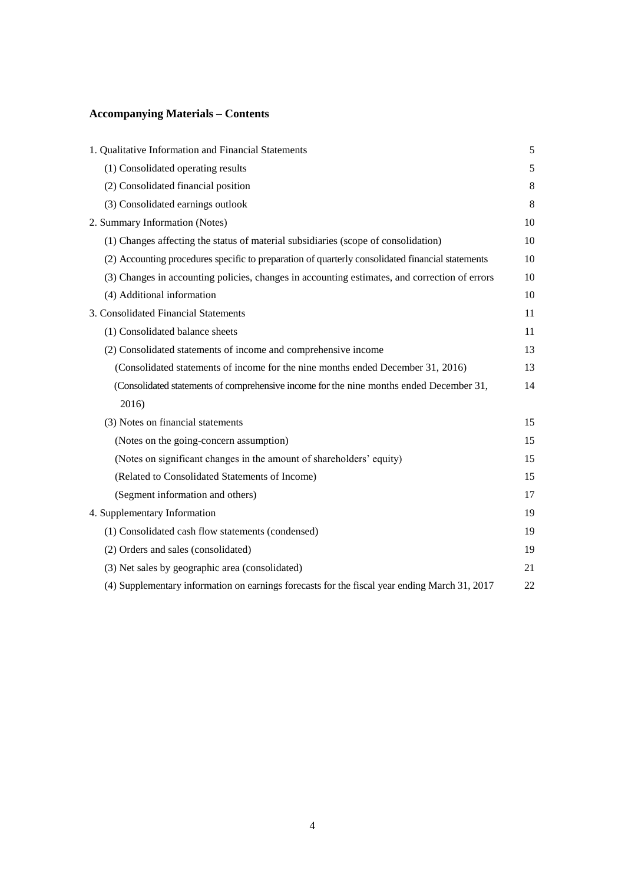**Accompanying Materials – Contents**

| | |
|---|---|
| 1. Qualitative Information and Financial Statements | 5 |
| (1) Consolidated operating results | 5 |
| (2) Consolidated financial position | 8 |
| (3) Consolidated earnings outlook | 8 |
| 2. Summary Information (Notes) | 10 |
| (1) Changes affecting the status of material subsidiaries (scope of consolidation) | 10 |
| (2) Accounting procedures specific to preparation of quarterly consolidated financial statements | 10 |
| (3) Changes in accounting policies, changes in accounting estimates, and correction of errors | 10 |
| (4) Additional information | 10 |
| 3. Consolidated Financial Statements | 11 |
| (1) Consolidated balance sheets | 11 |
| (2) Consolidated statements of income and comprehensive income | 13 |
| (Consolidated statements of income for the nine months ended December 31, 2016) | 13 |
| (Consolidated statements of comprehensive income for the nine months ended December 31, 2016) | 14 |
| (3) Notes on financial statements | 15 |
| (Notes on the going-concern assumption) | 15 |
| (Notes on significant changes in the amount of shareholders' equity) | 15 |
| (Related to Consolidated Statements of Income) | 15 |
| (Segment information and others) | 17 |
| 4. Supplementary Information | 19 |
| (1) Consolidated cash flow statements (condensed) | 19 |
| (2) Orders and sales (consolidated) | 19 |
| (3) Net sales by geographic area (consolidated) | 21 |
| (4) Supplementary information on earnings forecasts for the fiscal year ending March 31, 2017 | 22 |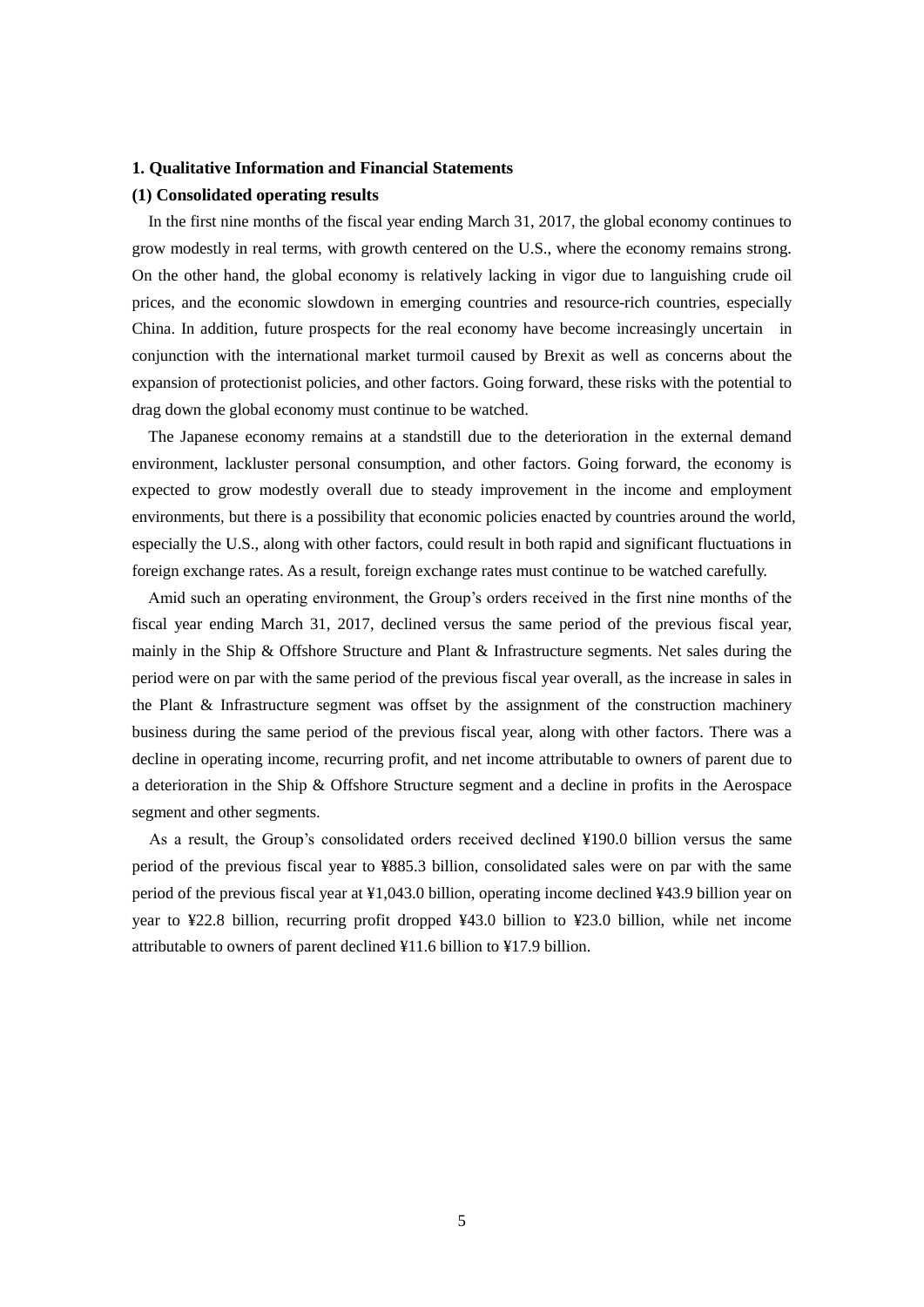## 1. Qualitative Information and Financial Statements

### (1) Consolidated operating results

In the first nine months of the fiscal year ending March 31, 2017, the global economy continues to grow modestly in real terms, with growth centered on the U.S., where the economy remains strong. On the other hand, the global economy is relatively lacking in vigor due to languishing crude oil prices, and the economic slowdown in emerging countries and resource-rich countries, especially China. In addition, future prospects for the real economy have become increasingly uncertain in conjunction with the international market turmoil caused by Brexit as well as concerns about the expansion of protectionist policies, and other factors. Going forward, these risks with the potential to drag down the global economy must continue to be watched.

The Japanese economy remains at a standstill due to the deterioration in the external demand environment, lackluster personal consumption, and other factors. Going forward, the economy is expected to grow modestly overall due to steady improvement in the income and employment environments, but there is a possibility that economic policies enacted by countries around the world, especially the U.S., along with other factors, could result in both rapid and significant fluctuations in foreign exchange rates. As a result, foreign exchange rates must continue to be watched carefully.

Amid such an operating environment, the Group's orders received in the first nine months of the fiscal year ending March 31, 2017, declined versus the same period of the previous fiscal year, mainly in the Ship & Offshore Structure and Plant & Infrastructure segments. Net sales during the period were on par with the same period of the previous fiscal year overall, as the increase in sales in the Plant & Infrastructure segment was offset by the assignment of the construction machinery business during the same period of the previous fiscal year, along with other factors. There was a decline in operating income, recurring profit, and net income attributable to owners of parent due to a deterioration in the Ship & Offshore Structure segment and a decline in profits in the Aerospace segment and other segments.

As a result, the Group's consolidated orders received declined ¥190.0 billion versus the same period of the previous fiscal year to ¥885.3 billion, consolidated sales were on par with the same period of the previous fiscal year at ¥1,043.0 billion, operating income declined ¥43.9 billion year on year to ¥22.8 billion, recurring profit dropped ¥43.0 billion to ¥23.0 billion, while net income attributable to owners of parent declined ¥11.6 billion to ¥17.9 billion.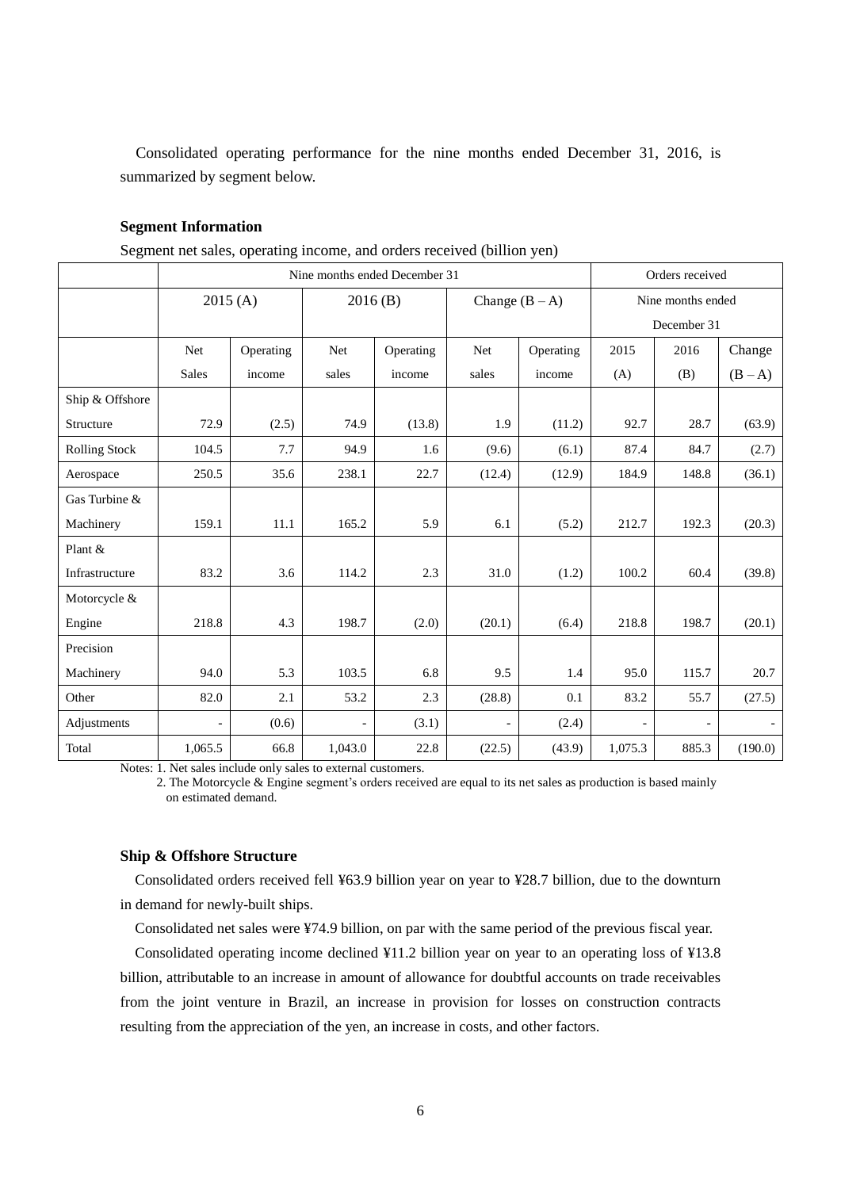Consolidated operating performance for the nine months ended December 31, 2016, is summarized by segment below.

**Segment Information**

Segment net sales, operating income, and orders received (billion yen)

| | Nine months ended December 31 | | | | | | Orders received | | |
|---|---|---|---|---|---|---|---|---|---|
| | 2015 (A) | | 2016 (B) | | Change (B – A) | | Nine months ended December 31 | | |
| | Net Sales | Operating income | Net sales | Operating income | Net sales | Operating income | 2015 (A) | 2016 (B) | Change (B – A) |
| Ship & Offshore Structure | 72.9 | (2.5) | 74.9 | (13.8) | 1.9 | (11.2) | 92.7 | 28.7 | (63.9) |
| Rolling Stock | 104.5 | 7.7 | 94.9 | 1.6 | (9.6) | (6.1) | 87.4 | 84.7 | (2.7) |
| Aerospace | 250.5 | 35.6 | 238.1 | 22.7 | (12.4) | (12.9) | 184.9 | 148.8 | (36.1) |
| Gas Turbine & Machinery | 159.1 | 11.1 | 165.2 | 5.9 | 6.1 | (5.2) | 212.7 | 192.3 | (20.3) |
| Plant & Infrastructure | 83.2 | 3.6 | 114.2 | 2.3 | 31.0 | (1.2) | 100.2 | 60.4 | (39.8) |
| Motorcycle & Engine | 218.8 | 4.3 | 198.7 | (2.0) | (20.1) | (6.4) | 218.8 | 198.7 | (20.1) |
| Precision Machinery | 94.0 | 5.3 | 103.5 | 6.8 | 9.5 | 1.4 | 95.0 | 115.7 | 20.7 |
| Other | 82.0 | 2.1 | 53.2 | 2.3 | (28.8) | 0.1 | 83.2 | 55.7 | (27.5) |
| Adjustments | - | (0.6) | - | (3.1) | - | (2.4) | - | - | - |
| Total | 1,065.5 | 66.8 | 1,043.0 | 22.8 | (22.5) | (43.9) | 1,075.3 | 885.3 | (190.0) |

Notes: 1. Net sales include only sales to external customers.
2. The Motorcycle & Engine segment's orders received are equal to its net sales as production is based mainly on estimated demand.

**Ship & Offshore Structure**

Consolidated orders received fell ¥63.9 billion year on year to ¥28.7 billion, due to the downturn in demand for newly-built ships.

Consolidated net sales were ¥74.9 billion, on par with the same period of the previous fiscal year.

Consolidated operating income declined ¥11.2 billion year on year to an operating loss of ¥13.8 billion, attributable to an increase in amount of allowance for doubtful accounts on trade receivables from the joint venture in Brazil, an increase in provision for losses on construction contracts resulting from the appreciation of the yen, an increase in costs, and other factors.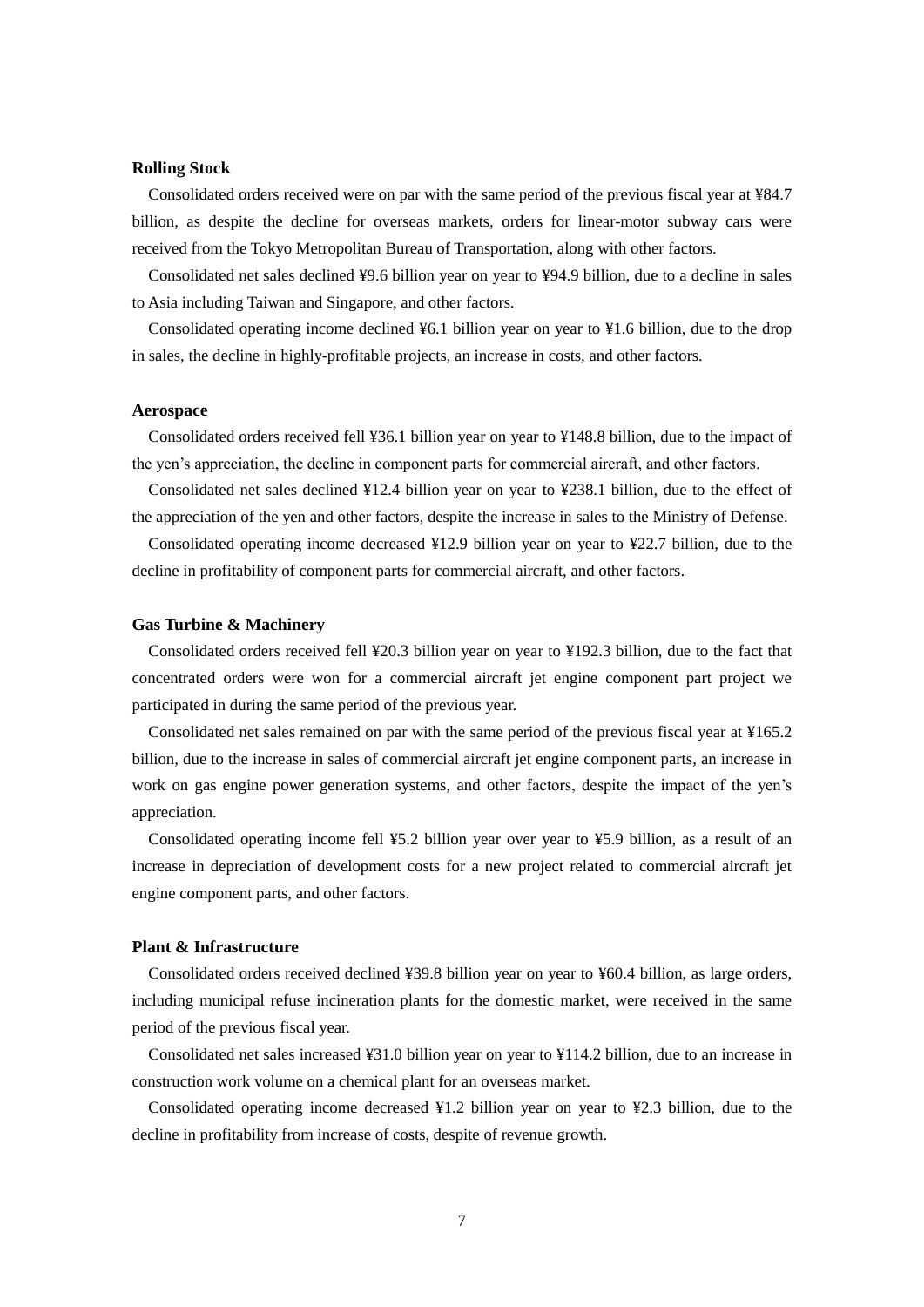**Rolling Stock**

Consolidated orders received were on par with the same period of the previous fiscal year at ¥84.7 billion, as despite the decline for overseas markets, orders for linear-motor subway cars were received from the Tokyo Metropolitan Bureau of Transportation, along with other factors.

Consolidated net sales declined ¥9.6 billion year on year to ¥94.9 billion, due to a decline in sales to Asia including Taiwan and Singapore, and other factors.

Consolidated operating income declined ¥6.1 billion year on year to ¥1.6 billion, due to the drop in sales, the decline in highly-profitable projects, an increase in costs, and other factors.

**Aerospace**

Consolidated orders received fell ¥36.1 billion year on year to ¥148.8 billion, due to the impact of the yen's appreciation, the decline in component parts for commercial aircraft, and other factors.

Consolidated net sales declined ¥12.4 billion year on year to ¥238.1 billion, due to the effect of the appreciation of the yen and other factors, despite the increase in sales to the Ministry of Defense.

Consolidated operating income decreased ¥12.9 billion year on year to ¥22.7 billion, due to the decline in profitability of component parts for commercial aircraft, and other factors.

**Gas Turbine & Machinery**

Consolidated orders received fell ¥20.3 billion year on year to ¥192.3 billion, due to the fact that concentrated orders were won for a commercial aircraft jet engine component part project we participated in during the same period of the previous year.

Consolidated net sales remained on par with the same period of the previous fiscal year at ¥165.2 billion, due to the increase in sales of commercial aircraft jet engine component parts, an increase in work on gas engine power generation systems, and other factors, despite the impact of the yen's appreciation.

Consolidated operating income fell ¥5.2 billion year over year to ¥5.9 billion, as a result of an increase in depreciation of development costs for a new project related to commercial aircraft jet engine component parts, and other factors.

**Plant & Infrastructure**

Consolidated orders received declined ¥39.8 billion year on year to ¥60.4 billion, as large orders, including municipal refuse incineration plants for the domestic market, were received in the same period of the previous fiscal year.

Consolidated net sales increased ¥31.0 billion year on year to ¥114.2 billion, due to an increase in construction work volume on a chemical plant for an overseas market.

Consolidated operating income decreased ¥1.2 billion year on year to ¥2.3 billion, due to the decline in profitability from increase of costs, despite of revenue growth.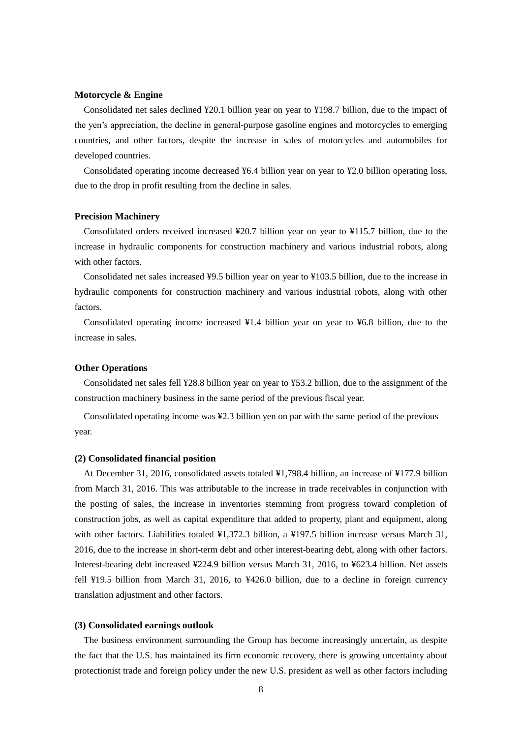**Motorcycle & Engine**

Consolidated net sales declined ¥20.1 billion year on year to ¥198.7 billion, due to the impact of the yen's appreciation, the decline in general-purpose gasoline engines and motorcycles to emerging countries, and other factors, despite the increase in sales of motorcycles and automobiles for developed countries.

Consolidated operating income decreased ¥6.4 billion year on year to ¥2.0 billion operating loss, due to the drop in profit resulting from the decline in sales.

**Precision Machinery**

Consolidated orders received increased ¥20.7 billion year on year to ¥115.7 billion, due to the increase in hydraulic components for construction machinery and various industrial robots, along with other factors.

Consolidated net sales increased ¥9.5 billion year on year to ¥103.5 billion, due to the increase in hydraulic components for construction machinery and various industrial robots, along with other factors.

Consolidated operating income increased ¥1.4 billion year on year to ¥6.8 billion, due to the increase in sales.

**Other Operations**

Consolidated net sales fell ¥28.8 billion year on year to ¥53.2 billion, due to the assignment of the construction machinery business in the same period of the previous fiscal year.

Consolidated operating income was ¥2.3 billion yen on par with the same period of the previous year.

**(2) Consolidated financial position**

At December 31, 2016, consolidated assets totaled ¥1,798.4 billion, an increase of ¥177.9 billion from March 31, 2016. This was attributable to the increase in trade receivables in conjunction with the posting of sales, the increase in inventories stemming from progress toward completion of construction jobs, as well as capital expenditure that added to property, plant and equipment, along with other factors. Liabilities totaled ¥1,372.3 billion, a ¥197.5 billion increase versus March 31, 2016, due to the increase in short-term debt and other interest-bearing debt, along with other factors. Interest-bearing debt increased ¥224.9 billion versus March 31, 2016, to ¥623.4 billion. Net assets fell ¥19.5 billion from March 31, 2016, to ¥426.0 billion, due to a decline in foreign currency translation adjustment and other factors.

**(3) Consolidated earnings outlook**

The business environment surrounding the Group has become increasingly uncertain, as despite the fact that the U.S. has maintained its firm economic recovery, there is growing uncertainty about protectionist trade and foreign policy under the new U.S. president as well as other factors including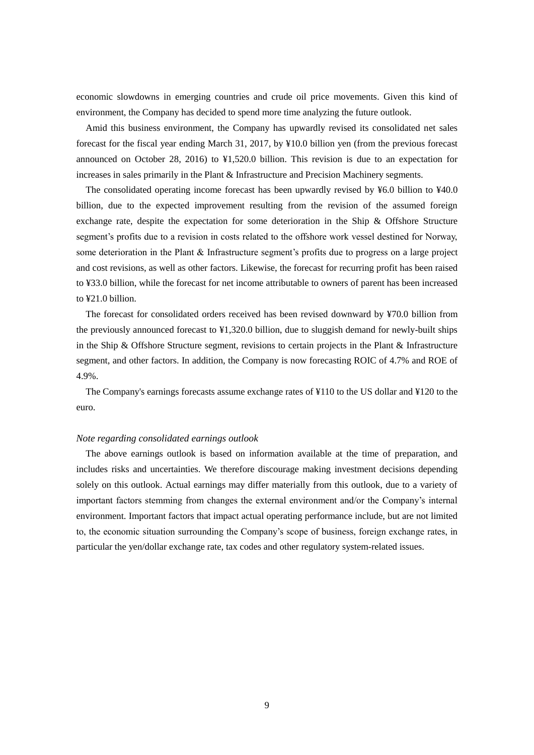economic slowdowns in emerging countries and crude oil price movements. Given this kind of environment, the Company has decided to spend more time analyzing the future outlook.

Amid this business environment, the Company has upwardly revised its consolidated net sales forecast for the fiscal year ending March 31, 2017, by ¥10.0 billion yen (from the previous forecast announced on October 28, 2016) to ¥1,520.0 billion. This revision is due to an expectation for increases in sales primarily in the Plant & Infrastructure and Precision Machinery segments.

The consolidated operating income forecast has been upwardly revised by ¥6.0 billion to ¥40.0 billion, due to the expected improvement resulting from the revision of the assumed foreign exchange rate, despite the expectation for some deterioration in the Ship & Offshore Structure segment's profits due to a revision in costs related to the offshore work vessel destined for Norway, some deterioration in the Plant & Infrastructure segment's profits due to progress on a large project and cost revisions, as well as other factors. Likewise, the forecast for recurring profit has been raised to ¥33.0 billion, while the forecast for net income attributable to owners of parent has been increased to ¥21.0 billion.

The forecast for consolidated orders received has been revised downward by ¥70.0 billion from the previously announced forecast to ¥1,320.0 billion, due to sluggish demand for newly-built ships in the Ship & Offshore Structure segment, revisions to certain projects in the Plant & Infrastructure segment, and other factors. In addition, the Company is now forecasting ROIC of 4.7% and ROE of 4.9%.

The Company's earnings forecasts assume exchange rates of ¥110 to the US dollar and ¥120 to the euro.

*Note regarding consolidated earnings outlook*

The above earnings outlook is based on information available at the time of preparation, and includes risks and uncertainties. We therefore discourage making investment decisions depending solely on this outlook. Actual earnings may differ materially from this outlook, due to a variety of important factors stemming from changes the external environment and/or the Company's internal environment. Important factors that impact actual operating performance include, but are not limited to, the economic situation surrounding the Company's scope of business, foreign exchange rates, in particular the yen/dollar exchange rate, tax codes and other regulatory system-related issues.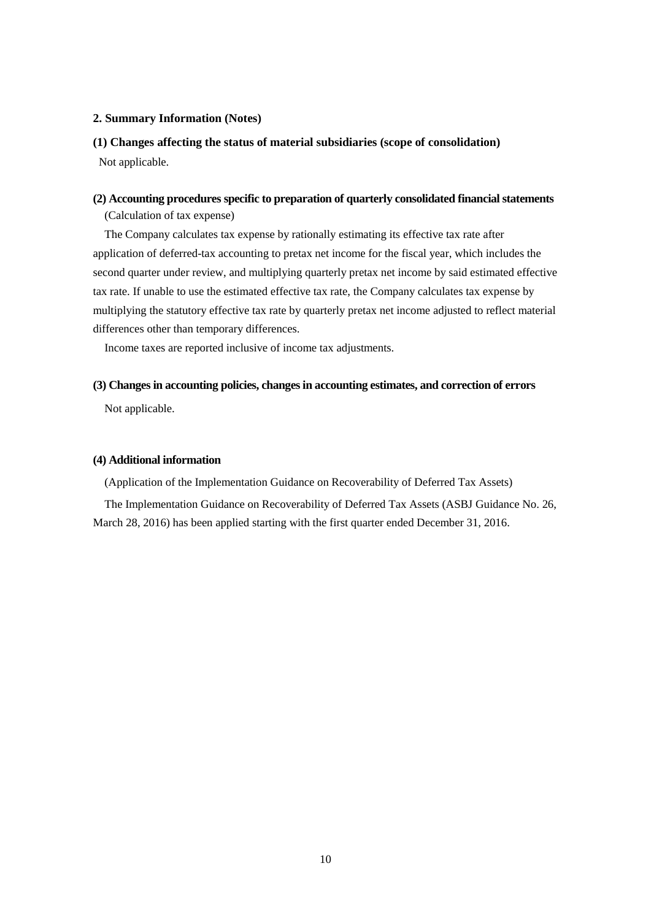## 2. Summary Information (Notes)

### (1) Changes affecting the status of material subsidiaries (scope of consolidation)

Not applicable.

### (2) Accounting procedures specific to preparation of quarterly consolidated financial statements

(Calculation of tax expense)

The Company calculates tax expense by rationally estimating its effective tax rate after application of deferred-tax accounting to pretax net income for the fiscal year, which includes the second quarter under review, and multiplying quarterly pretax net income by said estimated effective tax rate. If unable to use the estimated effective tax rate, the Company calculates tax expense by multiplying the statutory effective tax rate by quarterly pretax net income adjusted to reflect material differences other than temporary differences.

Income taxes are reported inclusive of income tax adjustments.

### (3) Changes in accounting policies, changes in accounting estimates, and correction of errors

Not applicable.

### (4) Additional information

(Application of the Implementation Guidance on Recoverability of Deferred Tax Assets)

The Implementation Guidance on Recoverability of Deferred Tax Assets (ASBJ Guidance No. 26, March 28, 2016) has been applied starting with the first quarter ended December 31, 2016.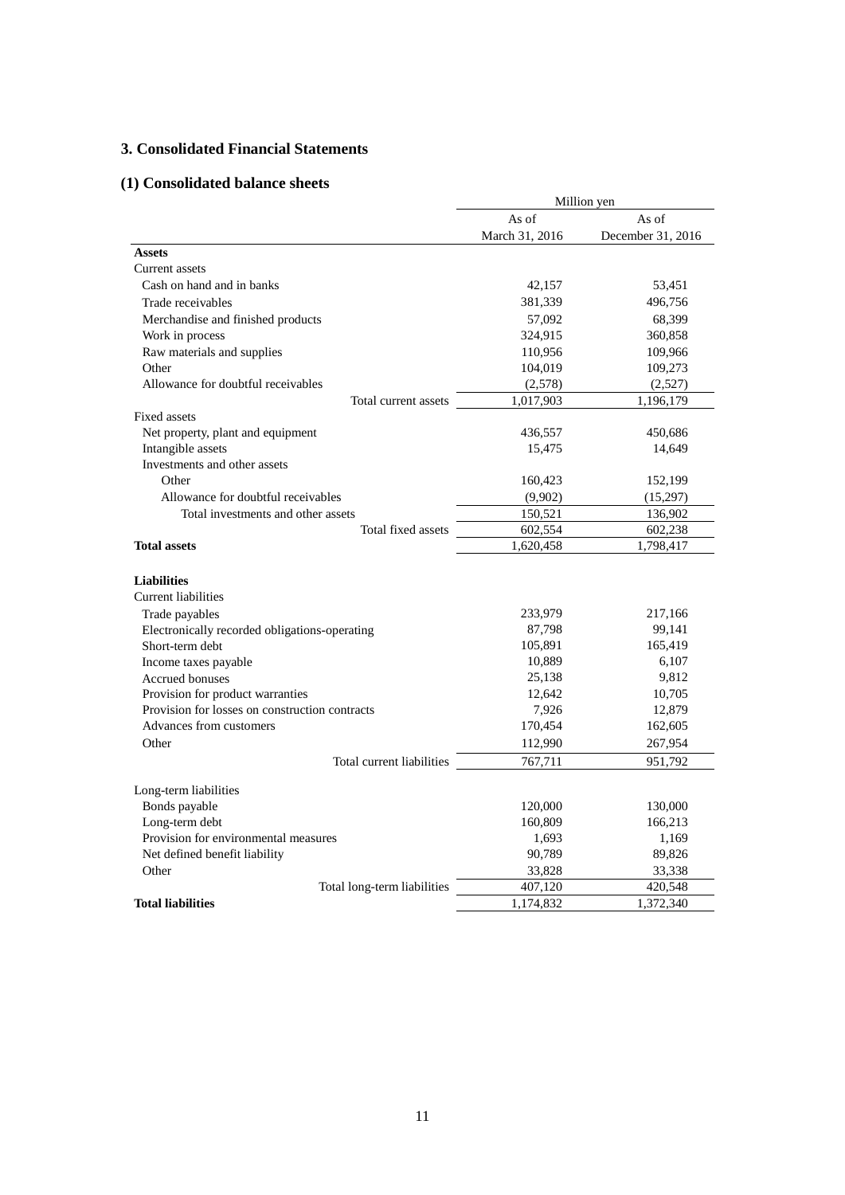## 3. Consolidated Financial Statements

### (1) Consolidated balance sheets

| | Million yen | |
|---|---|---|
| | As of March 31, 2016 | As of December 31, 2016 |
| **Assets** | | |
| Current assets | | |
| Cash on hand and in banks | 42,157 | 53,451 |
| Trade receivables | 381,339 | 496,756 |
| Merchandise and finished products | 57,092 | 68,399 |
| Work in process | 324,915 | 360,858 |
| Raw materials and supplies | 110,956 | 109,966 |
| Other | 104,019 | 109,273 |
| Allowance for doubtful receivables | (2,578) | (2,527) |
| Total current assets | 1,017,903 | 1,196,179 |
| Fixed assets | | |
| Net property, plant and equipment | 436,557 | 450,686 |
| Intangible assets | 15,475 | 14,649 |
| Investments and other assets | | |
| Other | 160,423 | 152,199 |
| Allowance for doubtful receivables | (9,902) | (15,297) |
| Total investments and other assets | 150,521 | 136,902 |
| Total fixed assets | 602,554 | 602,238 |
| **Total assets** | 1,620,458 | 1,798,417 |
| **Liabilities** | | |
| Current liabilities | | |
| Trade payables | 233,979 | 217,166 |
| Electronically recorded obligations-operating | 87,798 | 99,141 |
| Short-term debt | 105,891 | 165,419 |
| Income taxes payable | 10,889 | 6,107 |
| Accrued bonuses | 25,138 | 9,812 |
| Provision for product warranties | 12,642 | 10,705 |
| Provision for losses on construction contracts | 7,926 | 12,879 |
| Advances from customers | 170,454 | 162,605 |
| Other | 112,990 | 267,954 |
| Total current liabilities | 767,711 | 951,792 |
| Long-term liabilities | | |
| Bonds payable | 120,000 | 130,000 |
| Long-term debt | 160,809 | 166,213 |
| Provision for environmental measures | 1,693 | 1,169 |
| Net defined benefit liability | 90,789 | 89,826 |
| Other | 33,828 | 33,338 |
| Total long-term liabilities | 407,120 | 420,548 |
| **Total liabilities** | 1,174,832 | 1,372,340 |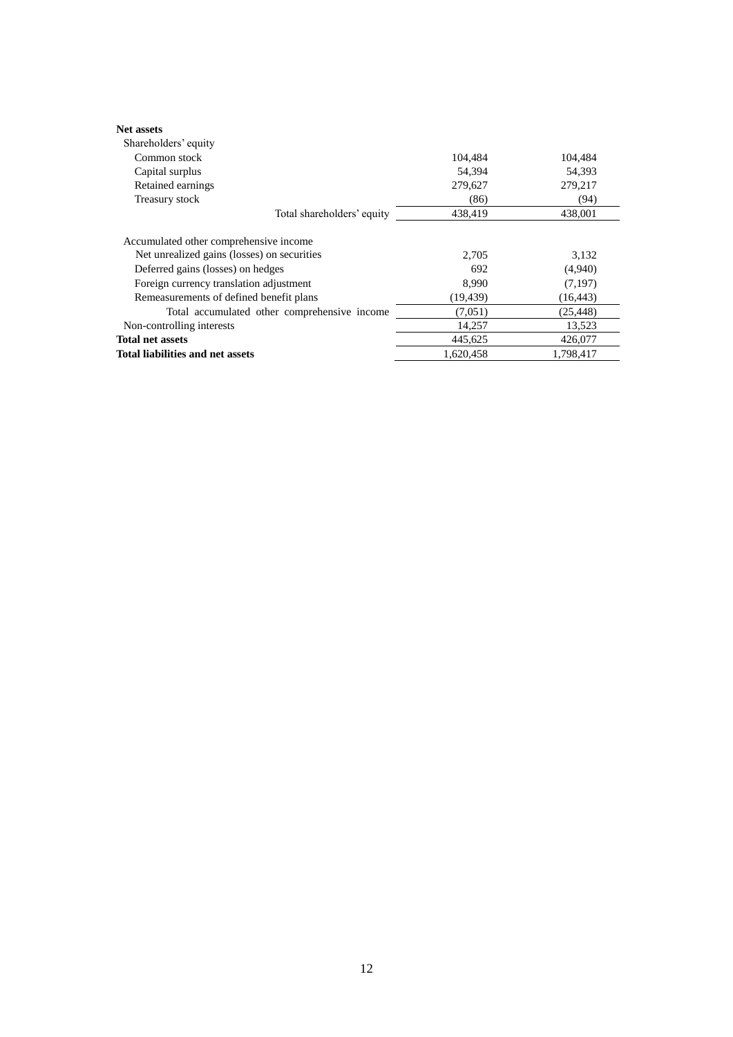| | | |
|---|---|---|
| **Net assets** | | |
| Shareholders' equity | | |
| Common stock | 104,484 | 104,484 |
| Capital surplus | 54,394 | 54,393 |
| Retained earnings | 279,627 | 279,217 |
| Treasury stock | (86) | (94) |
| Total shareholders' equity | 438,419 | 438,001 |
| Accumulated other comprehensive income | | |
| Net unrealized gains (losses) on securities | 2,705 | 3,132 |
| Deferred gains (losses) on hedges | 692 | (4,940) |
| Foreign currency translation adjustment | 8,990 | (7,197) |
| Remeasurements of defined benefit plans | (19,439) | (16,443) |
| Total accumulated other comprehensive income | (7,051) | (25,448) |
| Non-controlling interests | 14,257 | 13,523 |
| **Total net assets** | 445,625 | 426,077 |
| **Total liabilities and net assets** | 1,620,458 | 1,798,417 |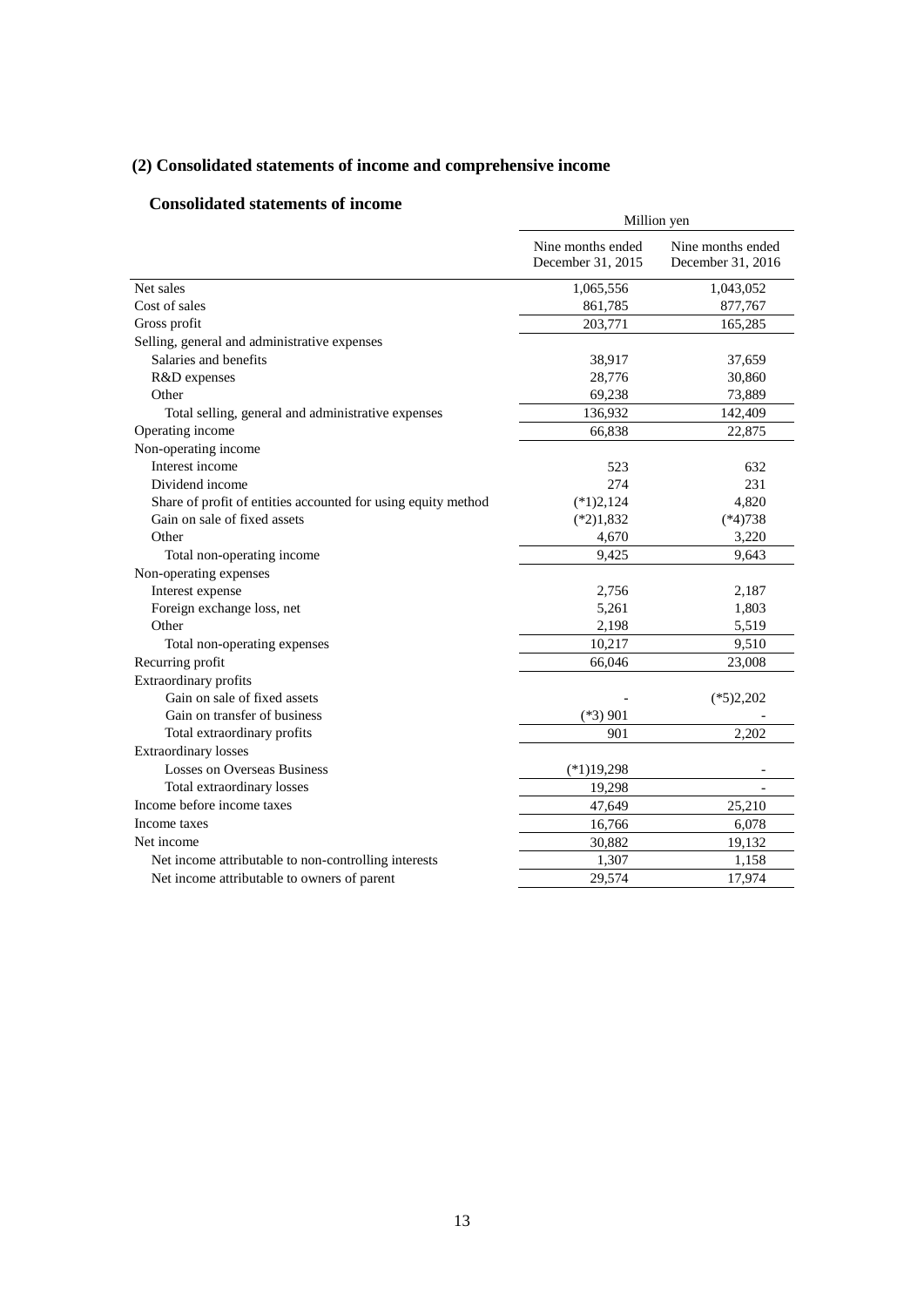## (2) Consolidated statements of income and comprehensive income

### Consolidated statements of income

| | Million yen | |
|---|---|---|
| | Nine months ended December 31, 2015 | Nine months ended December 31, 2016 |
| Net sales | 1,065,556 | 1,043,052 |
| Cost of sales | 861,785 | 877,767 |
| Gross profit | 203,771 | 165,285 |
| Selling, general and administrative expenses | | |
| Salaries and benefits | 38,917 | 37,659 |
| R&D expenses | 28,776 | 30,860 |
| Other | 69,238 | 73,889 |
| Total selling, general and administrative expenses | 136,932 | 142,409 |
| Operating income | 66,838 | 22,875 |
| Non-operating income | | |
| Interest income | 523 | 632 |
| Dividend income | 274 | 231 |
| Share of profit of entities accounted for using equity method | (*1)2,124 | 4,820 |
| Gain on sale of fixed assets | (*2)1,832 | (*4)738 |
| Other | 4,670 | 3,220 |
| Total non-operating income | 9,425 | 9,643 |
| Non-operating expenses | | |
| Interest expense | 2,756 | 2,187 |
| Foreign exchange loss, net | 5,261 | 1,803 |
| Other | 2,198 | 5,519 |
| Total non-operating expenses | 10,217 | 9,510 |
| Recurring profit | 66,046 | 23,008 |
| Extraordinary profits | | |
| Gain on sale of fixed assets | - | (*5)2,202 |
| Gain on transfer of business | (*3) 901 | - |
| Total extraordinary profits | 901 | 2,202 |
| Extraordinary losses | | |
| Losses on Overseas Business | (*1)19,298 | - |
| Total extraordinary losses | 19,298 | - |
| Income before income taxes | 47,649 | 25,210 |
| Income taxes | 16,766 | 6,078 |
| Net income | 30,882 | 19,132 |
| Net income attributable to non-controlling interests | 1,307 | 1,158 |
| Net income attributable to owners of parent | 29,574 | 17,974 |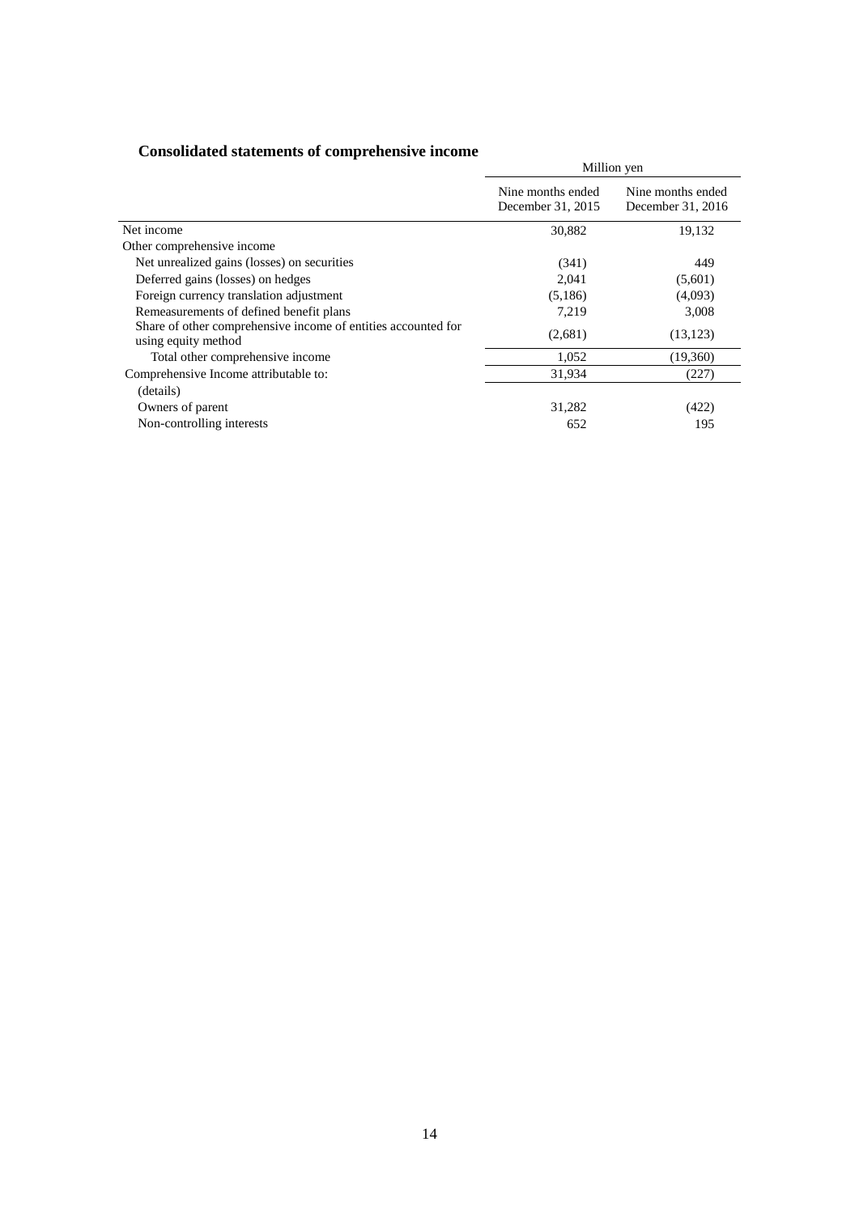## Consolidated statements of comprehensive income

| | Million yen | |
|---|---|---|
| | Nine months ended December 31, 2015 | Nine months ended December 31, 2016 |
| Net income | 30,882 | 19,132 |
| Other comprehensive income | | |
| Net unrealized gains (losses) on securities | (341) | 449 |
| Deferred gains (losses) on hedges | 2,041 | (5,601) |
| Foreign currency translation adjustment | (5,186) | (4,093) |
| Remeasurements of defined benefit plans | 7,219 | 3,008 |
| Share of other comprehensive income of entities accounted for using equity method | (2,681) | (13,123) |
| Total other comprehensive income | 1,052 | (19,360) |
| Comprehensive Income attributable to: | 31,934 | (227) |
| (details) | | |
| Owners of parent | 31,282 | (422) |
| Non-controlling interests | 652 | 195 |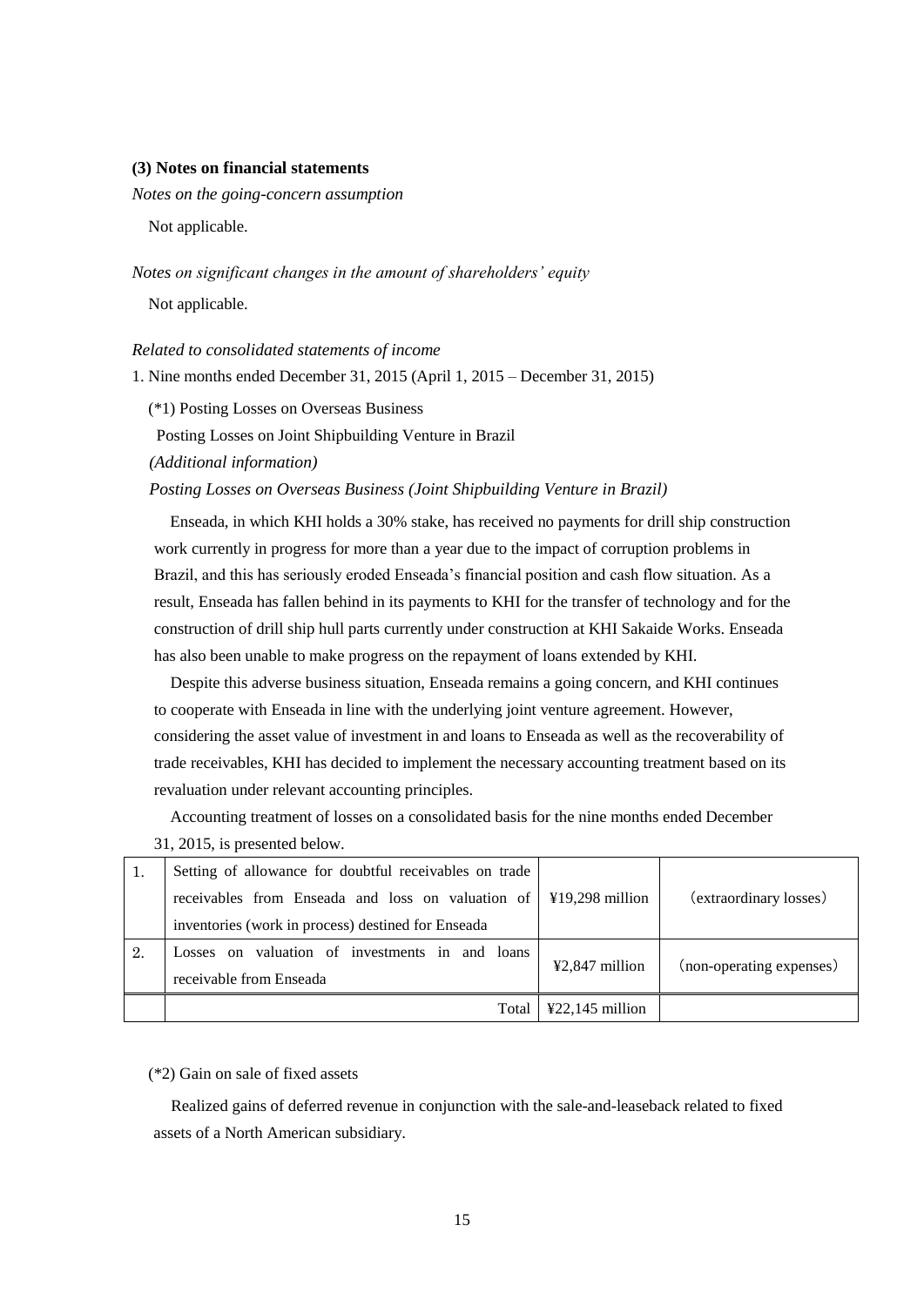### (3) Notes on financial statements

*Notes on the going-concern assumption*

Not applicable.

*Notes on significant changes in the amount of shareholders' equity*

Not applicable.

*Related to consolidated statements of income*

1. Nine months ended December 31, 2015 (April 1, 2015 – December 31, 2015)

(*1) Posting Losses on Overseas Business

Posting Losses on Joint Shipbuilding Venture in Brazil

*(Additional information)*

*Posting Losses on Overseas Business (Joint Shipbuilding Venture in Brazil)*

Enseada, in which KHI holds a 30% stake, has received no payments for drill ship construction work currently in progress for more than a year due to the impact of corruption problems in Brazil, and this has seriously eroded Enseada's financial position and cash flow situation. As a result, Enseada has fallen behind in its payments to KHI for the transfer of technology and for the construction of drill ship hull parts currently under construction at KHI Sakaide Works. Enseada has also been unable to make progress on the repayment of loans extended by KHI.

Despite this adverse business situation, Enseada remains a going concern, and KHI continues to cooperate with Enseada in line with the underlying joint venture agreement. However, considering the asset value of investment in and loans to Enseada as well as the recoverability of trade receivables, KHI has decided to implement the necessary accounting treatment based on its revaluation under relevant accounting principles.

Accounting treatment of losses on a consolidated basis for the nine months ended December 31, 2015, is presented below.

| | | | |
|---|---|---|---|
| 1. | Setting of allowance for doubtful receivables on trade receivables from Enseada and loss on valuation of inventories (work in process) destined for Enseada | ¥19,298 million | (extraordinary losses) |
| 2. | Losses on valuation of investments in and loans receivable from Enseada | ¥2,847 million | (non-operating expenses) |
| | Total | ¥22,145 million | |

(*2) Gain on sale of fixed assets

Realized gains of deferred revenue in conjunction with the sale-and-leaseback related to fixed assets of a North American subsidiary.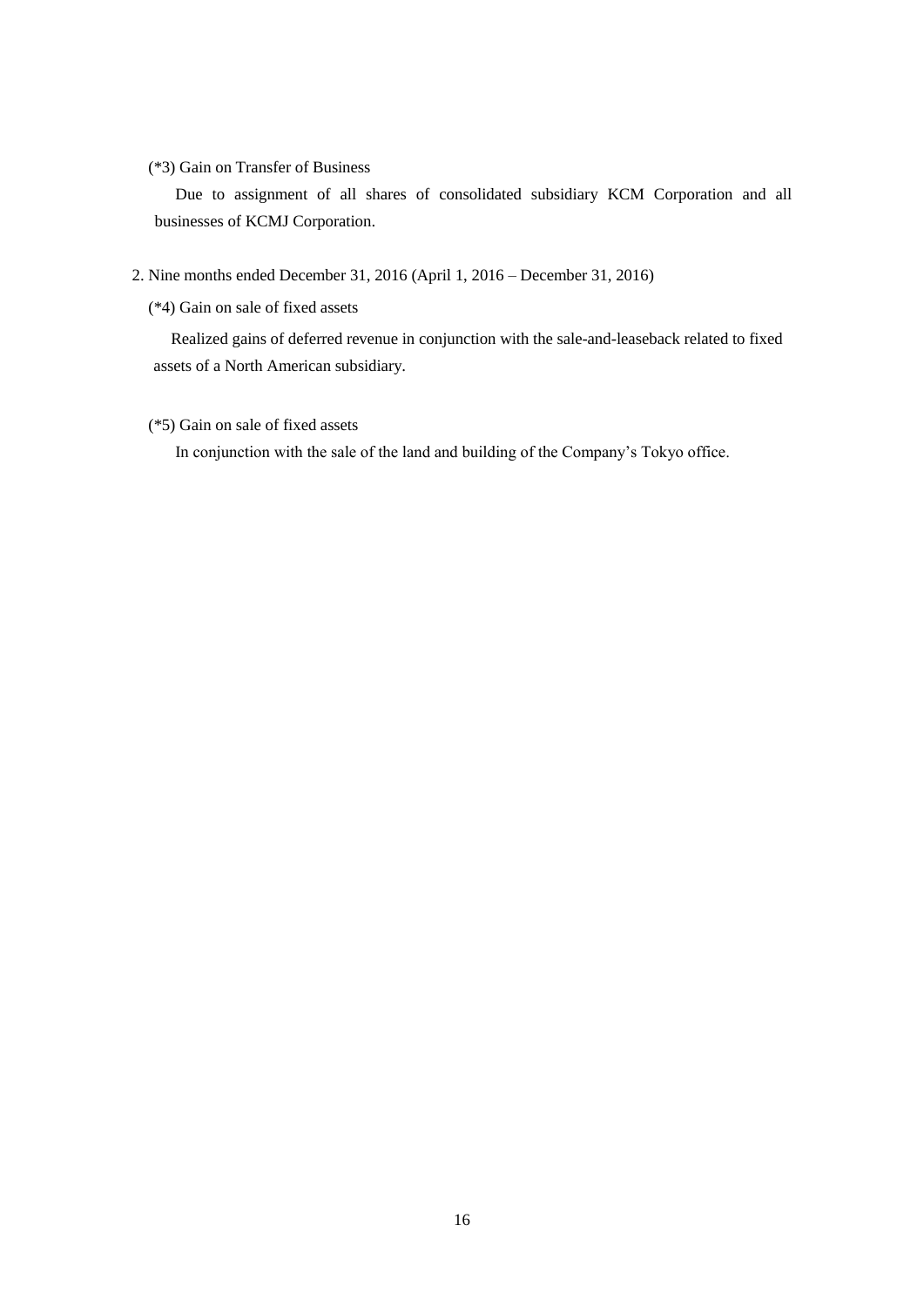(*3) Gain on Transfer of Business

Due to assignment of all shares of consolidated subsidiary KCM Corporation and all businesses of KCMJ Corporation.

2. Nine months ended December 31, 2016 (April 1, 2016 – December 31, 2016)

(*4) Gain on sale of fixed assets

Realized gains of deferred revenue in conjunction with the sale-and-leaseback related to fixed assets of a North American subsidiary.

(*5) Gain on sale of fixed assets

In conjunction with the sale of the land and building of the Company's Tokyo office.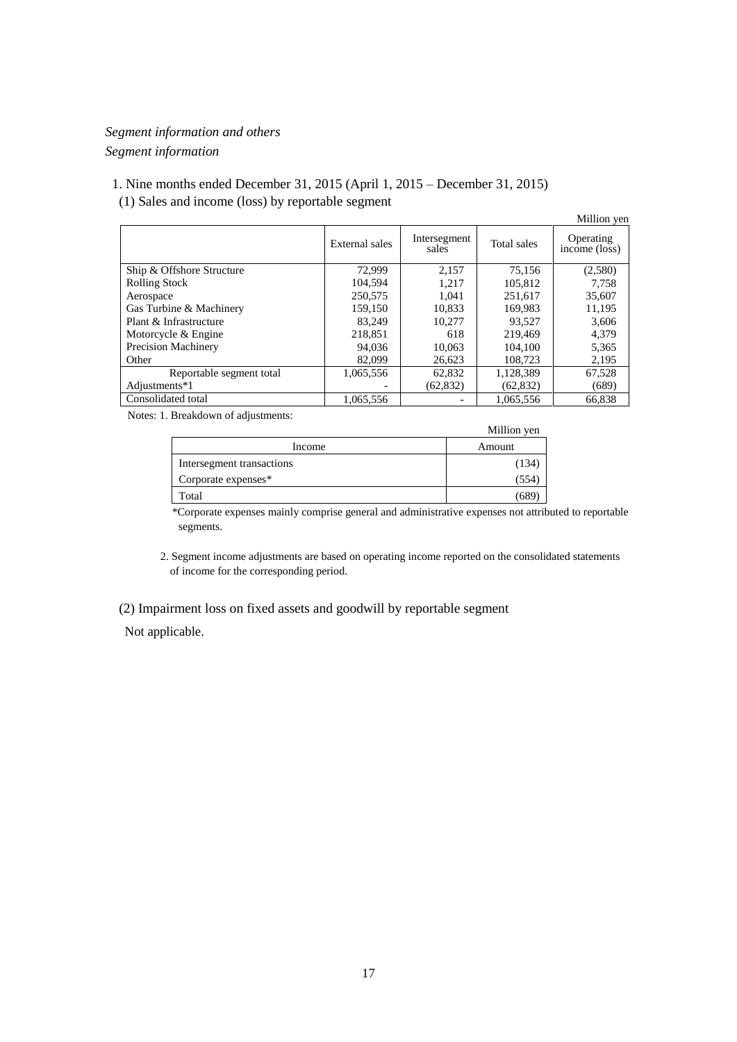*Segment information and others*

*Segment information*

1. Nine months ended December 31, 2015 (April 1, 2015 – December 31, 2015)

(1) Sales and income (loss) by reportable segment

Million yen

| | External sales | Intersegment sales | Total sales | Operating income (loss) |
|---|---|---|---|---|
| Ship & Offshore Structure | 72,999 | 2,157 | 75,156 | (2,580) |
| Rolling Stock | 104,594 | 1,217 | 105,812 | 7,758 |
| Aerospace | 250,575 | 1,041 | 251,617 | 35,607 |
| Gas Turbine & Machinery | 159,150 | 10,833 | 169,983 | 11,195 |
| Plant & Infrastructure | 83,249 | 10,277 | 93,527 | 3,606 |
| Motorcycle & Engine | 218,851 | 618 | 219,469 | 4,379 |
| Precision Machinery | 94,036 | 10,063 | 104,100 | 5,365 |
| Other | 82,099 | 26,623 | 108,723 | 2,195 |
| Reportable segment total | 1,065,556 | 62,832 | 1,128,389 | 67,528 |
| Adjustments*1 | - | (62,832) | (62,832) | (689) |
| Consolidated total | 1,065,556 | - | 1,065,556 | 66,838 |

Notes: 1. Breakdown of adjustments:

Million yen

| Income | Amount |
|---|---|
| Intersegment transactions | (134) |
| Corporate expenses* | (554) |
| Total | (689) |

*Corporate expenses mainly comprise general and administrative expenses not attributed to reportable segments.

2. Segment income adjustments are based on operating income reported on the consolidated statements of income for the corresponding period.

(2) Impairment loss on fixed assets and goodwill by reportable segment

Not applicable.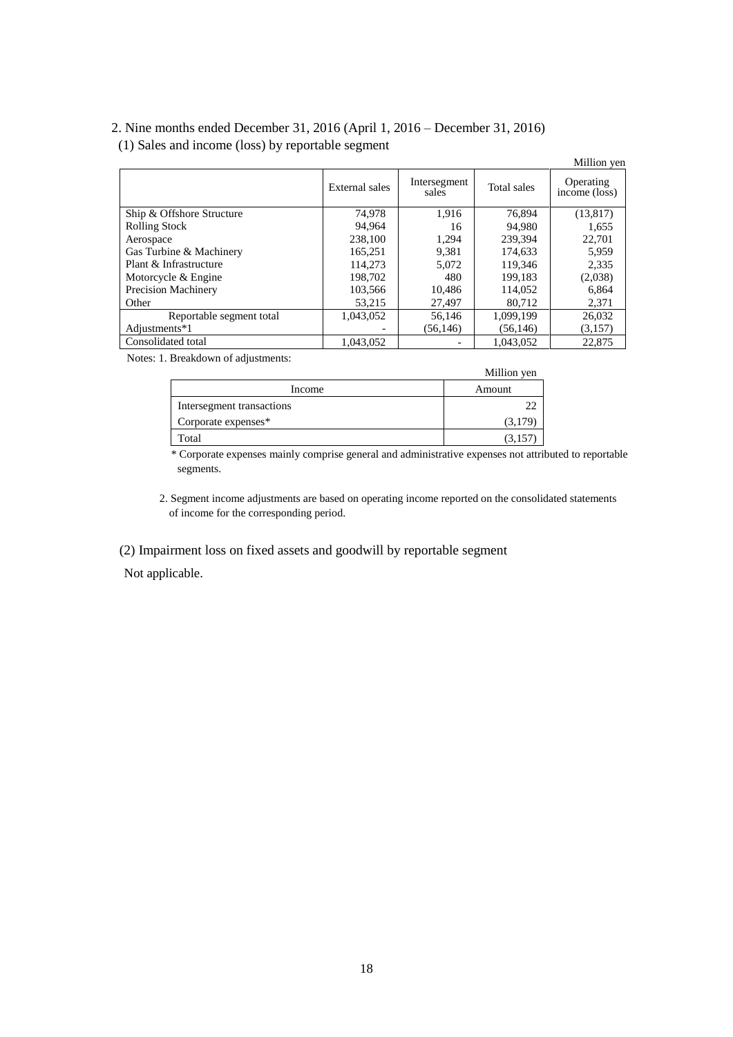2. Nine months ended December 31, 2016 (April 1, 2016 – December 31, 2016)

(1) Sales and income (loss) by reportable segment

Million yen

| | External sales | Intersegment sales | Total sales | Operating income (loss) |
|---|---|---|---|---|
| Ship & Offshore Structure | 74,978 | 1,916 | 76,894 | (13,817) |
| Rolling Stock | 94,964 | 16 | 94,980 | 1,655 |
| Aerospace | 238,100 | 1,294 | 239,394 | 22,701 |
| Gas Turbine & Machinery | 165,251 | 9,381 | 174,633 | 5,959 |
| Plant & Infrastructure | 114,273 | 5,072 | 119,346 | 2,335 |
| Motorcycle & Engine | 198,702 | 480 | 199,183 | (2,038) |
| Precision Machinery | 103,566 | 10,486 | 114,052 | 6,864 |
| Other | 53,215 | 27,497 | 80,712 | 2,371 |
| Reportable segment total | 1,043,052 | 56,146 | 1,099,199 | 26,032 |
| Adjustments*1 | - | (56,146) | (56,146) | (3,157) |
| Consolidated total | 1,043,052 | - | 1,043,052 | 22,875 |

Notes: 1. Breakdown of adjustments:

Million yen

| Income | Amount |
|---|---|
| Intersegment transactions | 22 |
| Corporate expenses* | (3,179) |
| Total | (3,157) |

\* Corporate expenses mainly comprise general and administrative expenses not attributed to reportable segments.

2. Segment income adjustments are based on operating income reported on the consolidated statements of income for the corresponding period.

(2) Impairment loss on fixed assets and goodwill by reportable segment

Not applicable.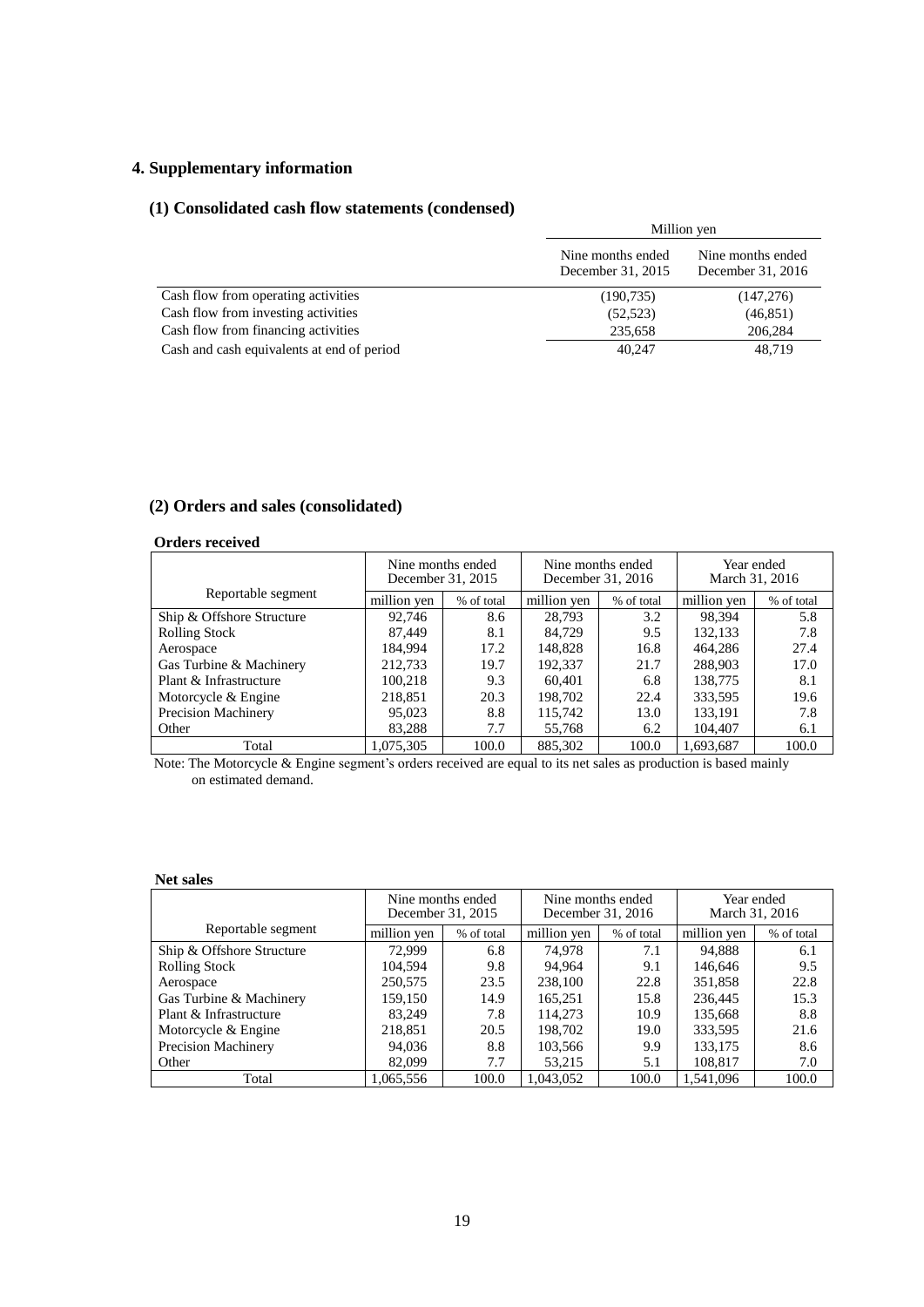## 4. Supplementary information

### (1) Consolidated cash flow statements (condensed)

| | Million yen | |
|---|---|---|
| | Nine months ended December 31, 2015 | Nine months ended December 31, 2016 |
| Cash flow from operating activities | (190,735) | (147,276) |
| Cash flow from investing activities | (52,523) | (46,851) |
| Cash flow from financing activities | 235,658 | 206,284 |
| Cash and cash equivalents at end of period | 40,247 | 48,719 |

### (2) Orders and sales (consolidated)

**Orders received**

| Reportable segment | Nine months ended December 31, 2015 | | Nine months ended December 31, 2016 | | Year ended March 31, 2016 | |
|---|---|---|---|---|---|---|
| | million yen | % of total | million yen | % of total | million yen | % of total |
| Ship & Offshore Structure | 92,746 | 8.6 | 28,793 | 3.2 | 98,394 | 5.8 |
| Rolling Stock | 87,449 | 8.1 | 84,729 | 9.5 | 132,133 | 7.8 |
| Aerospace | 184,994 | 17.2 | 148,828 | 16.8 | 464,286 | 27.4 |
| Gas Turbine & Machinery | 212,733 | 19.7 | 192,337 | 21.7 | 288,903 | 17.0 |
| Plant & Infrastructure | 100,218 | 9.3 | 60,401 | 6.8 | 138,775 | 8.1 |
| Motorcycle & Engine | 218,851 | 20.3 | 198,702 | 22.4 | 333,595 | 19.6 |
| Precision Machinery | 95,023 | 8.8 | 115,742 | 13.0 | 133,191 | 7.8 |
| Other | 83,288 | 7.7 | 55,768 | 6.2 | 104,407 | 6.1 |
| Total | 1,075,305 | 100.0 | 885,302 | 100.0 | 1,693,687 | 100.0 |

Note: The Motorcycle & Engine segment's orders received are equal to its net sales as production is based mainly on estimated demand.

**Net sales**

| Reportable segment | Nine months ended December 31, 2015 | | Nine months ended December 31, 2016 | | Year ended March 31, 2016 | |
|---|---|---|---|---|---|---|
| | million yen | % of total | million yen | % of total | million yen | % of total |
| Ship & Offshore Structure | 72,999 | 6.8 | 74,978 | 7.1 | 94,888 | 6.1 |
| Rolling Stock | 104,594 | 9.8 | 94,964 | 9.1 | 146,646 | 9.5 |
| Aerospace | 250,575 | 23.5 | 238,100 | 22.8 | 351,858 | 22.8 |
| Gas Turbine & Machinery | 159,150 | 14.9 | 165,251 | 15.8 | 236,445 | 15.3 |
| Plant & Infrastructure | 83,249 | 7.8 | 114,273 | 10.9 | 135,668 | 8.8 |
| Motorcycle & Engine | 218,851 | 20.5 | 198,702 | 19.0 | 333,595 | 21.6 |
| Precision Machinery | 94,036 | 8.8 | 103,566 | 9.9 | 133,175 | 8.6 |
| Other | 82,099 | 7.7 | 53,215 | 5.1 | 108,817 | 7.0 |
| Total | 1,065,556 | 100.0 | 1,043,052 | 100.0 | 1,541,096 | 100.0 |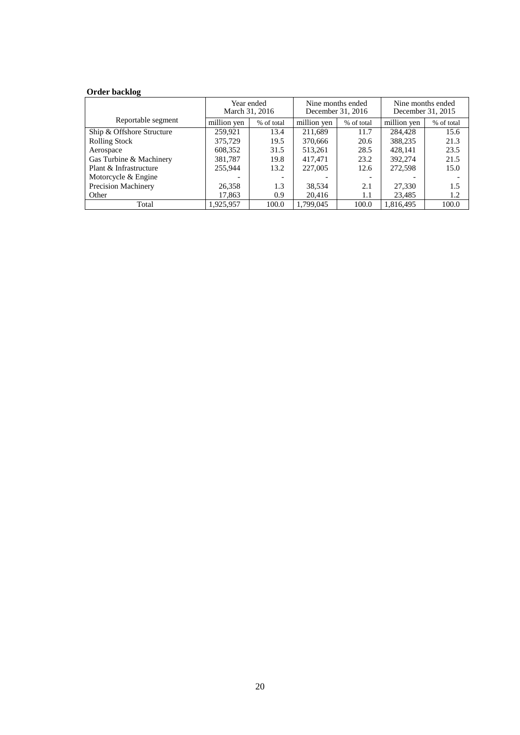**Order backlog**

| Reportable segment | Year ended March 31, 2016 | | Nine months ended December 31, 2016 | | Nine months ended December 31, 2015 | |
|---|---|---|---|---|---|---|
| | million yen | % of total | million yen | % of total | million yen | % of total |
| Ship & Offshore Structure | 259,921 | 13.4 | 211,689 | 11.7 | 284,428 | 15.6 |
| Rolling Stock | 375,729 | 19.5 | 370,666 | 20.6 | 388,235 | 21.3 |
| Aerospace | 608,352 | 31.5 | 513,261 | 28.5 | 428,141 | 23.5 |
| Gas Turbine & Machinery | 381,787 | 19.8 | 417,471 | 23.2 | 392,274 | 21.5 |
| Plant & Infrastructure | 255,944 | 13.2 | 227,005 | 12.6 | 272,598 | 15.0 |
| Motorcycle & Engine | - | - | - | - | - | - |
| Precision Machinery | 26,358 | 1.3 | 38,534 | 2.1 | 27,330 | 1.5 |
| Other | 17,863 | 0.9 | 20,416 | 1.1 | 23,485 | 1.2 |
| Total | 1,925,957 | 100.0 | 1,799,045 | 100.0 | 1,816,495 | 100.0 |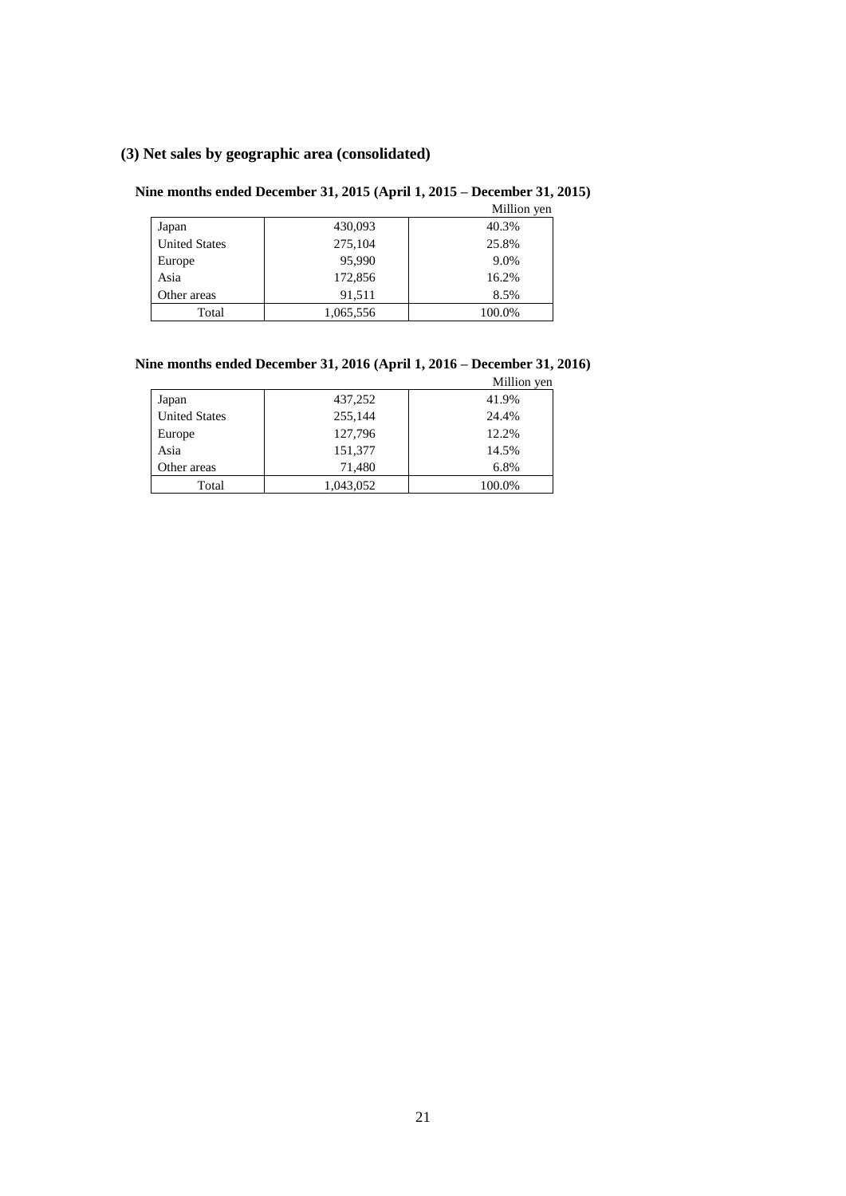## (3) Net sales by geographic area (consolidated)

### Nine months ended December 31, 2015 (April 1, 2015 – December 31, 2015)

Million yen

| | | |
|---|---|---|
| Japan | 430,093 | 40.3% |
| United States | 275,104 | 25.8% |
| Europe | 95,990 | 9.0% |
| Asia | 172,856 | 16.2% |
| Other areas | 91,511 | 8.5% |
| Total | 1,065,556 | 100.0% |

### Nine months ended December 31, 2016 (April 1, 2016 – December 31, 2016)

Million yen

| | | |
|---|---|---|
| Japan | 437,252 | 41.9% |
| United States | 255,144 | 24.4% |
| Europe | 127,796 | 12.2% |
| Asia | 151,377 | 14.5% |
| Other areas | 71,480 | 6.8% |
| Total | 1,043,052 | 100.0% |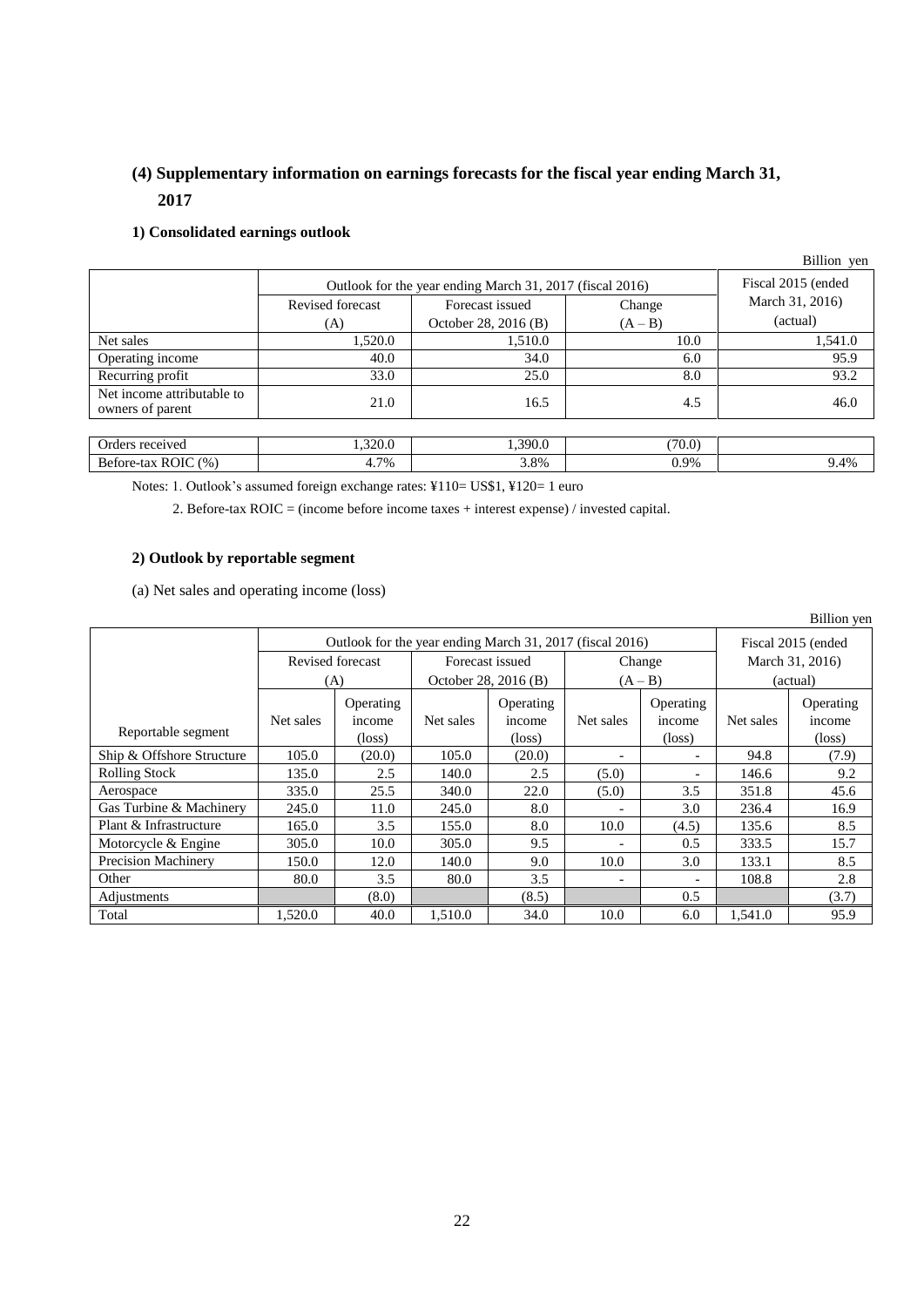## (4) Supplementary information on earnings forecasts for the fiscal year ending March 31, 2017

### 1) Consolidated earnings outlook

Billion yen

| | Outlook for the year ending March 31, 2017 (fiscal 2016) | | | Fiscal 2015 (ended March 31, 2016) (actual) |
|---|---|---|---|---|
| | Revised forecast (A) | Forecast issued October 28, 2016 (B) | Change (A – B) | |
| Net sales | 1,520.0 | 1,510.0 | 10.0 | 1,541.0 |
| Operating income | 40.0 | 34.0 | 6.0 | 95.9 |
| Recurring profit | 33.0 | 25.0 | 8.0 | 93.2 |
| Net income attributable to owners of parent | 21.0 | 16.5 | 4.5 | 46.0 |
| | | | | |
| Orders received | 1,320.0 | 1,390.0 | (70.0) | |
| Before-tax ROIC (%) | 4.7% | 3.8% | 0.9% | 9.4% |

Notes: 1. Outlook's assumed foreign exchange rates: ¥110= US$1, ¥120= 1 euro

2. Before-tax ROIC = (income before income taxes + interest expense) / invested capital.

### 2) Outlook by reportable segment

(a) Net sales and operating income (loss)

Billion yen

| | Outlook for the year ending March 31, 2017 (fiscal 2016) | | | | | | Fiscal 2015 (ended March 31, 2016) (actual) | |
|---|---|---|---|---|---|---|---|---|
| | Revised forecast (A) | | Forecast issued October 28, 2016 (B) | | Change (A – B) | | | |
| Reportable segment | Net sales | Operating income (loss) | Net sales | Operating income (loss) | Net sales | Operating income (loss) | Net sales | Operating income (loss) |
| Ship & Offshore Structure | 105.0 | (20.0) | 105.0 | (20.0) | - | - | 94.8 | (7.9) |
| Rolling Stock | 135.0 | 2.5 | 140.0 | 2.5 | (5.0) | - | 146.6 | 9.2 |
| Aerospace | 335.0 | 25.5 | 340.0 | 22.0 | (5.0) | 3.5 | 351.8 | 45.6 |
| Gas Turbine & Machinery | 245.0 | 11.0 | 245.0 | 8.0 | - | 3.0 | 236.4 | 16.9 |
| Plant & Infrastructure | 165.0 | 3.5 | 155.0 | 8.0 | 10.0 | (4.5) | 135.6 | 8.5 |
| Motorcycle & Engine | 305.0 | 10.0 | 305.0 | 9.5 | - | 0.5 | 333.5 | 15.7 |
| Precision Machinery | 150.0 | 12.0 | 140.0 | 9.0 | 10.0 | 3.0 | 133.1 | 8.5 |
| Other | 80.0 | 3.5 | 80.0 | 3.5 | - | - | 108.8 | 2.8 |
| Adjustments | | (8.0) | | (8.5) | | 0.5 | | (3.7) |
| Total | 1,520.0 | 40.0 | 1,510.0 | 34.0 | 10.0 | 6.0 | 1,541.0 | 95.9 |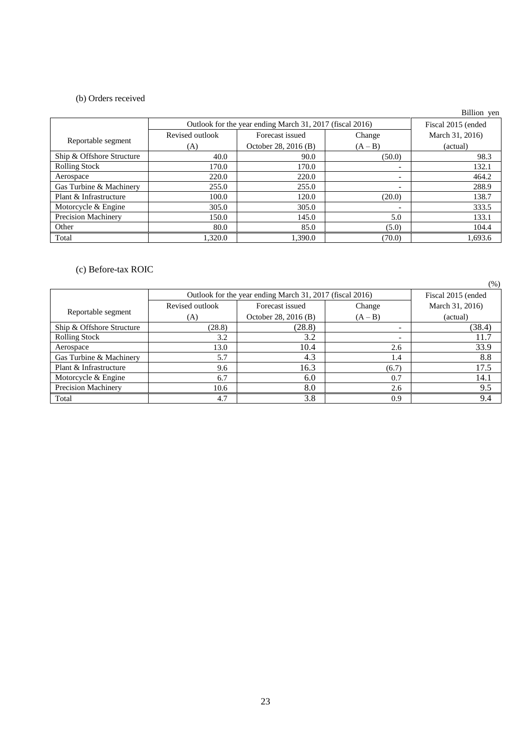### (b) Orders received

Billion yen

| Reportable segment | Outlook for the year ending March 31, 2017 (fiscal 2016) | | | Fiscal 2015 (ended March 31, 2016) (actual) |
|---|---|---|---|---|
| | Revised outlook (A) | Forecast issued October 28, 2016 (B) | Change (A – B) | |
| Ship & Offshore Structure | 40.0 | 90.0 | (50.0) | 98.3 |
| Rolling Stock | 170.0 | 170.0 | - | 132.1 |
| Aerospace | 220.0 | 220.0 | - | 464.2 |
| Gas Turbine & Machinery | 255.0 | 255.0 | - | 288.9 |
| Plant & Infrastructure | 100.0 | 120.0 | (20.0) | 138.7 |
| Motorcycle & Engine | 305.0 | 305.0 | - | 333.5 |
| Precision Machinery | 150.0 | 145.0 | 5.0 | 133.1 |
| Other | 80.0 | 85.0 | (5.0) | 104.4 |
| Total | 1,320.0 | 1,390.0 | (70.0) | 1,693.6 |

### (c) Before-tax ROIC

(%)

| Reportable segment | Outlook for the year ending March 31, 2017 (fiscal 2016) | | | Fiscal 2015 (ended March 31, 2016) (actual) |
|---|---|---|---|---|
| | Revised outlook (A) | Forecast issued October 28, 2016 (B) | Change (A – B) | |
| Ship & Offshore Structure | (28.8) | (28.8) | - | (38.4) |
| Rolling Stock | 3.2 | 3.2 | - | 11.7 |
| Aerospace | 13.0 | 10.4 | 2.6 | 33.9 |
| Gas Turbine & Machinery | 5.7 | 4.3 | 1.4 | 8.8 |
| Plant & Infrastructure | 9.6 | 16.3 | (6.7) | 17.5 |
| Motorcycle & Engine | 6.7 | 6.0 | 0.7 | 14.1 |
| Precision Machinery | 10.6 | 8.0 | 2.6 | 9.5 |
| Total | 4.7 | 3.8 | 0.9 | 9.4 |